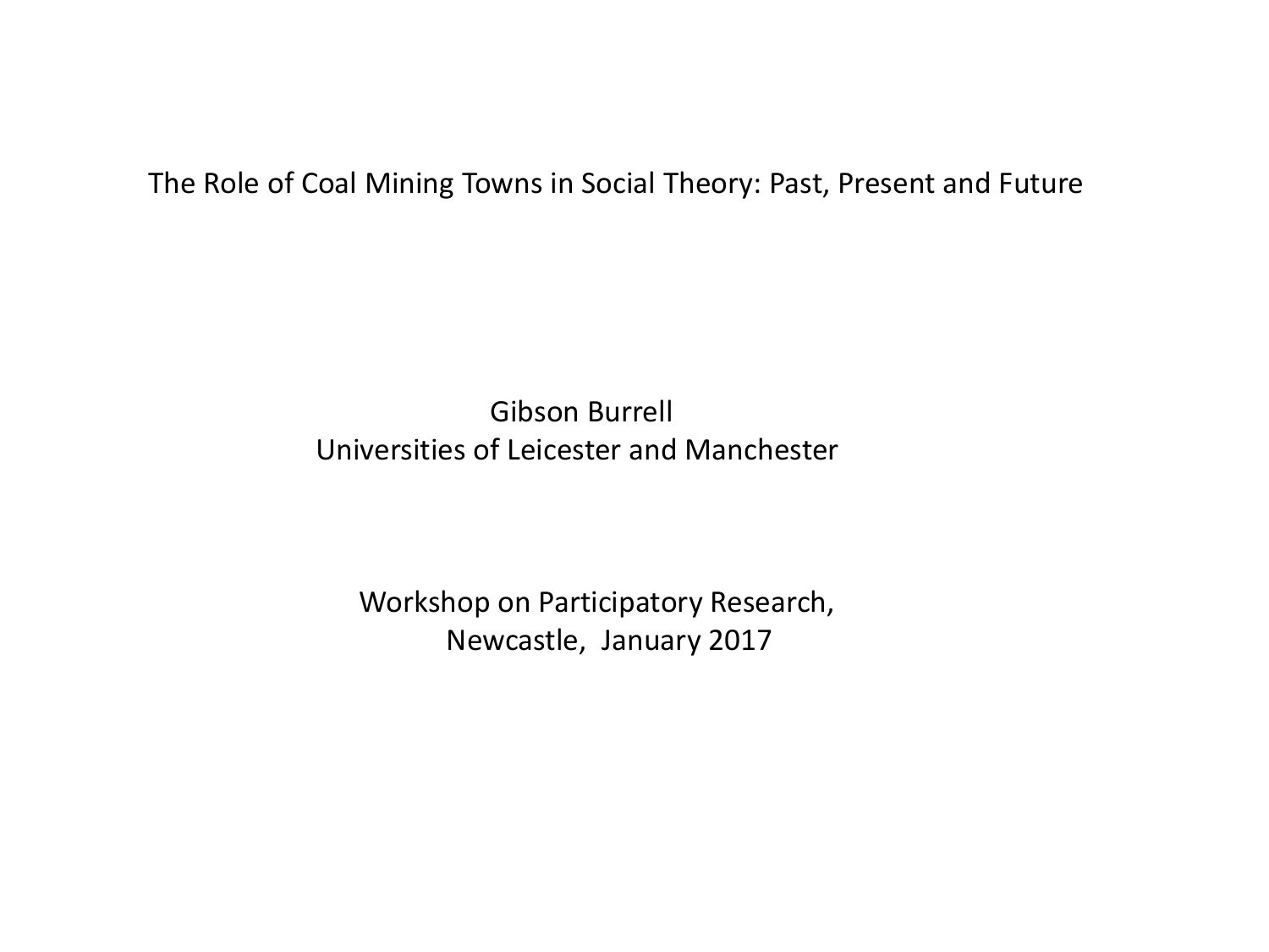# The Role of Coal Mining Towns in Social Theory: Past, Present and Future

Gibson Burrell
Universities of Leicester and Manchester

Workshop on Participatory Research,
Newcastle, January 2017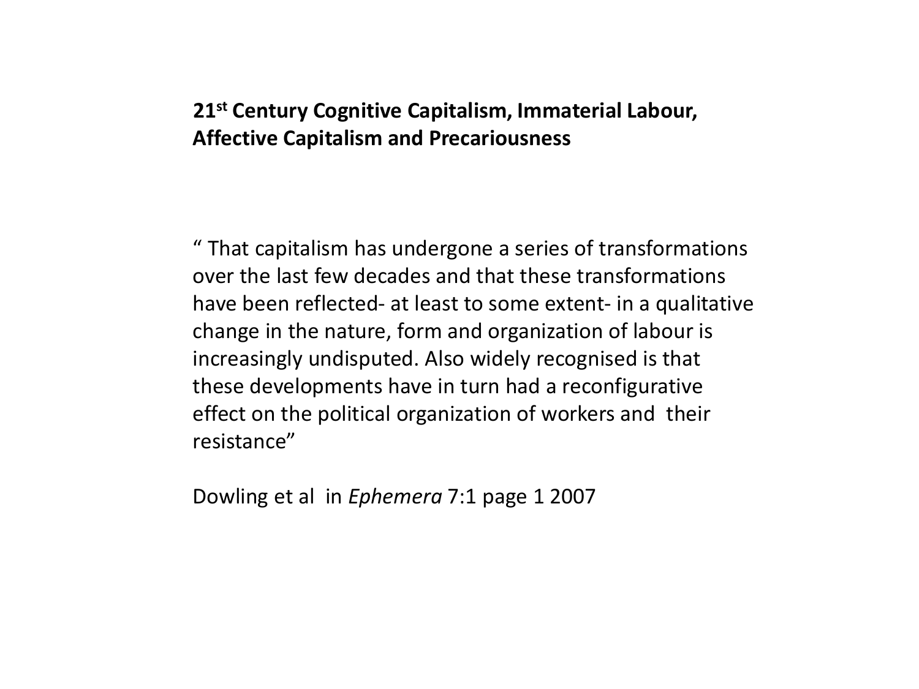**21st Century Cognitive Capitalism, Immaterial Labour, Affective Capitalism and Precariousness**

" That capitalism has undergone a series of transformations over the last few decades and that these transformations have been reflected- at least to some extent- in a qualitative change in the nature, form and organization of labour is increasingly undisputed. Also widely recognised is that these developments have in turn had a reconfigurative effect on the political organization of workers and their resistance"

Dowling et al in *Ephemera* 7:1 page 1 2007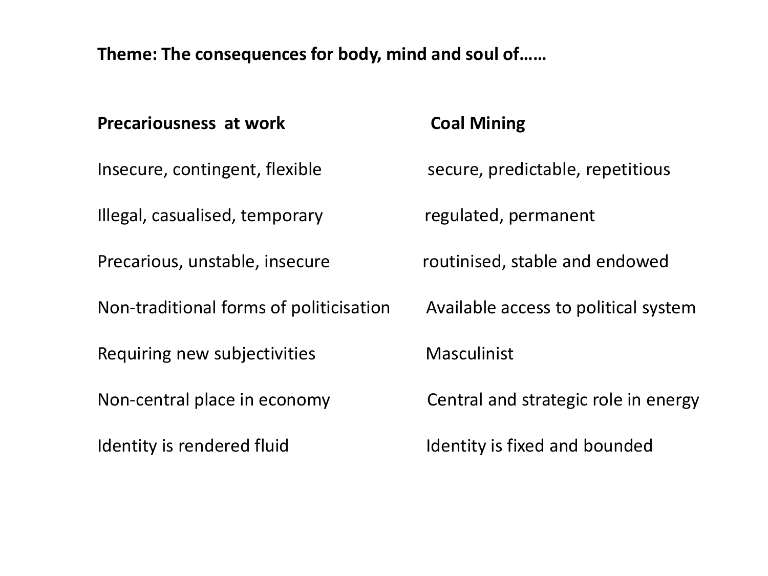**Theme: The consequences for body, mind and soul of……**

| **Precariousness at work** | **Coal Mining** |
| --- | --- |
| Insecure, contingent, flexible | secure, predictable, repetitious |
| Illegal, casualised, temporary | regulated, permanent |
| Precarious, unstable, insecure | routinised, stable and endowed |
| Non-traditional forms of politicisation | Available access to political system |
| Requiring new subjectivities | Masculinist |
| Non-central place in economy | Central and strategic role in energy |
| Identity is rendered fluid | Identity is fixed and bounded |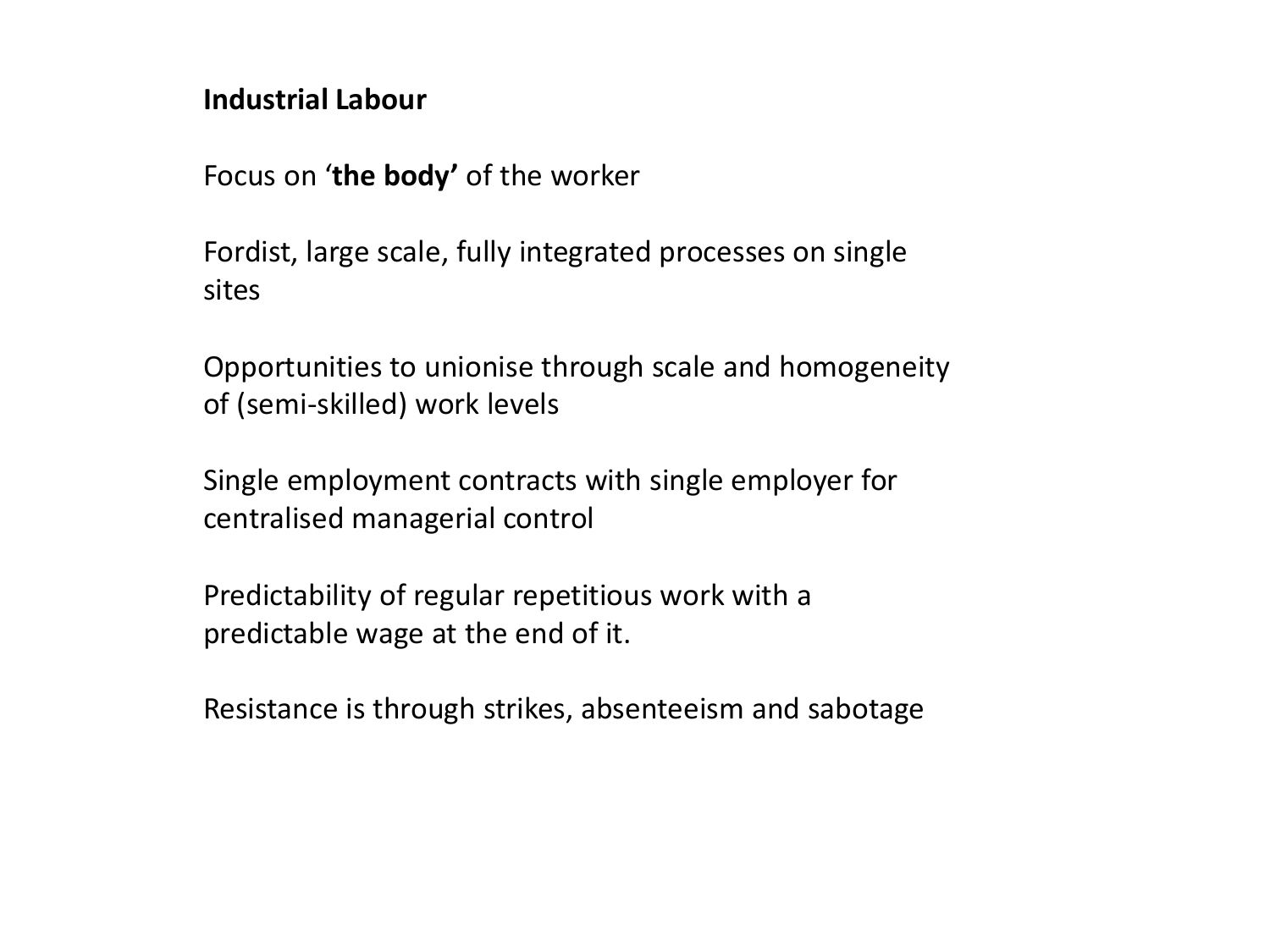**Industrial Labour**

Focus on ‘**the body’** of the worker

Fordist, large scale, fully integrated processes on single sites

Opportunities to unionise through scale and homogeneity of (semi-skilled) work levels

Single employment contracts with single employer for centralised managerial control

Predictability of regular repetitious work with a predictable wage at the end of it.

Resistance is through strikes, absenteeism and sabotage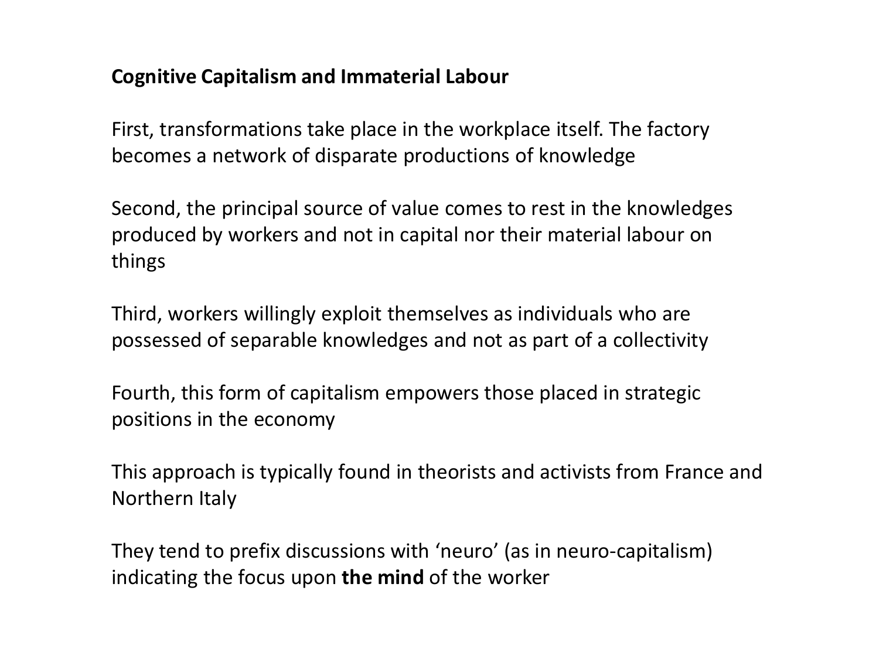**Cognitive Capitalism and Immaterial Labour**

First, transformations take place in the workplace itself. The factory becomes a network of disparate productions of knowledge

Second, the principal source of value comes to rest in the knowledges produced by workers and not in capital nor their material labour on things

Third, workers willingly exploit themselves as individuals who are possessed of separable knowledges and not as part of a collectivity

Fourth, this form of capitalism empowers those placed in strategic positions in the economy

This approach is typically found in theorists and activists from France and Northern Italy

They tend to prefix discussions with 'neuro' (as in neuro-capitalism) indicating the focus upon **the mind** of the worker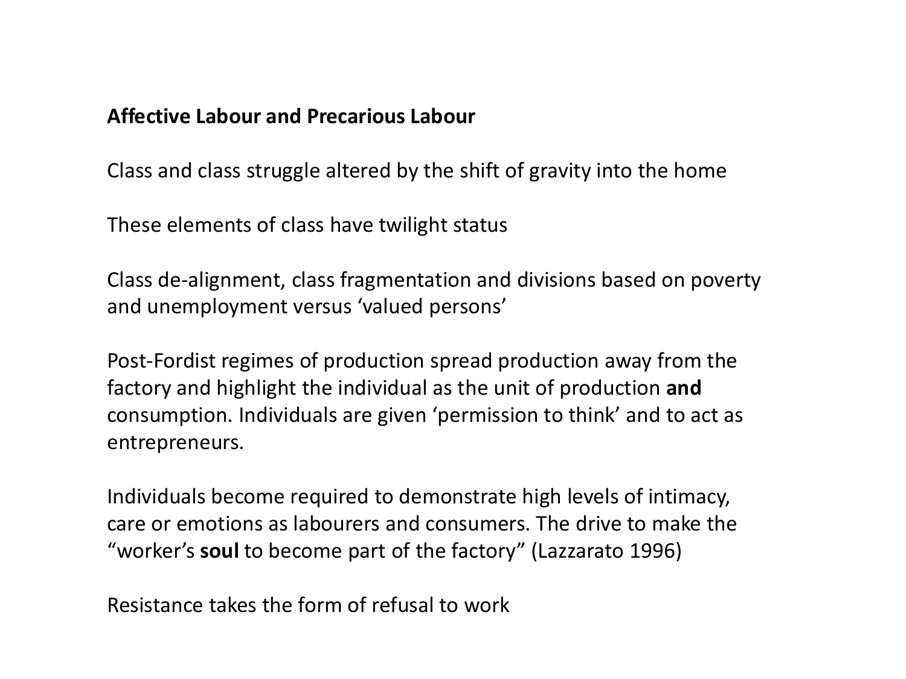**Affective Labour and Precarious Labour**

Class and class struggle altered by the shift of gravity into the home

These elements of class have twilight status

Class de-alignment, class fragmentation and divisions based on poverty and unemployment versus 'valued persons'

Post-Fordist regimes of production spread production away from the factory and highlight the individual as the unit of production **and** consumption. Individuals are given 'permission to think' and to act as entrepreneurs.

Individuals become required to demonstrate high levels of intimacy, care or emotions as labourers and consumers. The drive to make the "worker's **soul** to become part of the factory" (Lazzarato 1996)

Resistance takes the form of refusal to work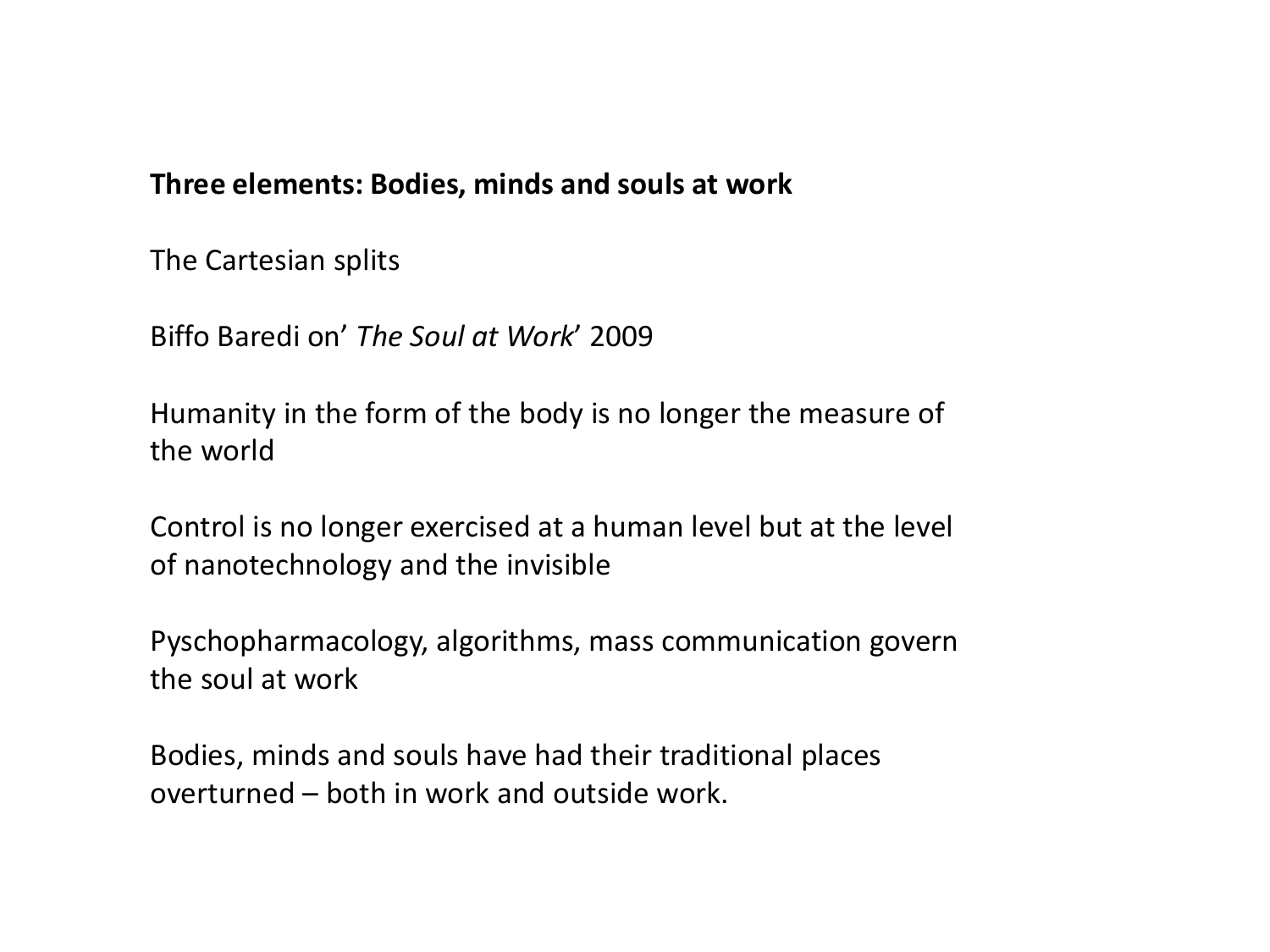**Three elements: Bodies, minds and souls at work**

The Cartesian splits

Biffo Baredi on' *The Soul at Work*' 2009

Humanity in the form of the body is no longer the measure of the world

Control is no longer exercised at a human level but at the level of nanotechnology and the invisible

Pyschopharmacology, algorithms, mass communication govern the soul at work

Bodies, minds and souls have had their traditional places overturned – both in work and outside work.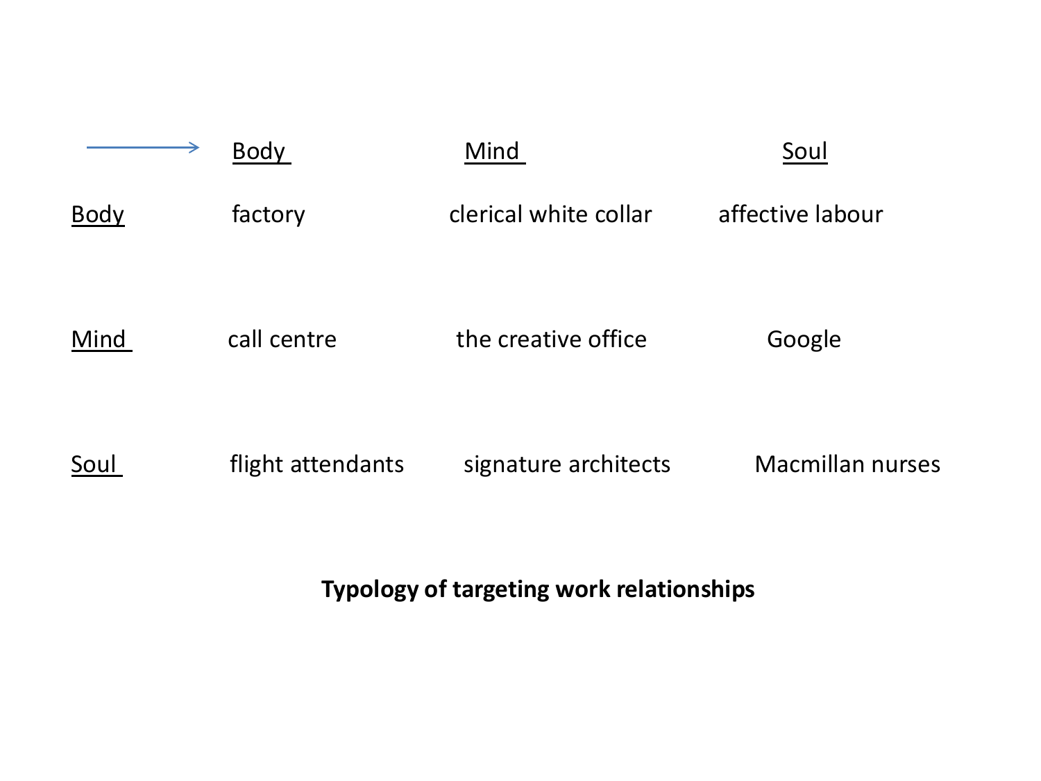| → | Body | Mind | Soul |
| --- | --- | --- | --- |
| Body | factory | clerical white collar | affective labour |
| Mind | call centre | the creative office | Google |
| Soul | flight attendants | signature architects | Macmillan nurses |

**Typology of targeting work relationships**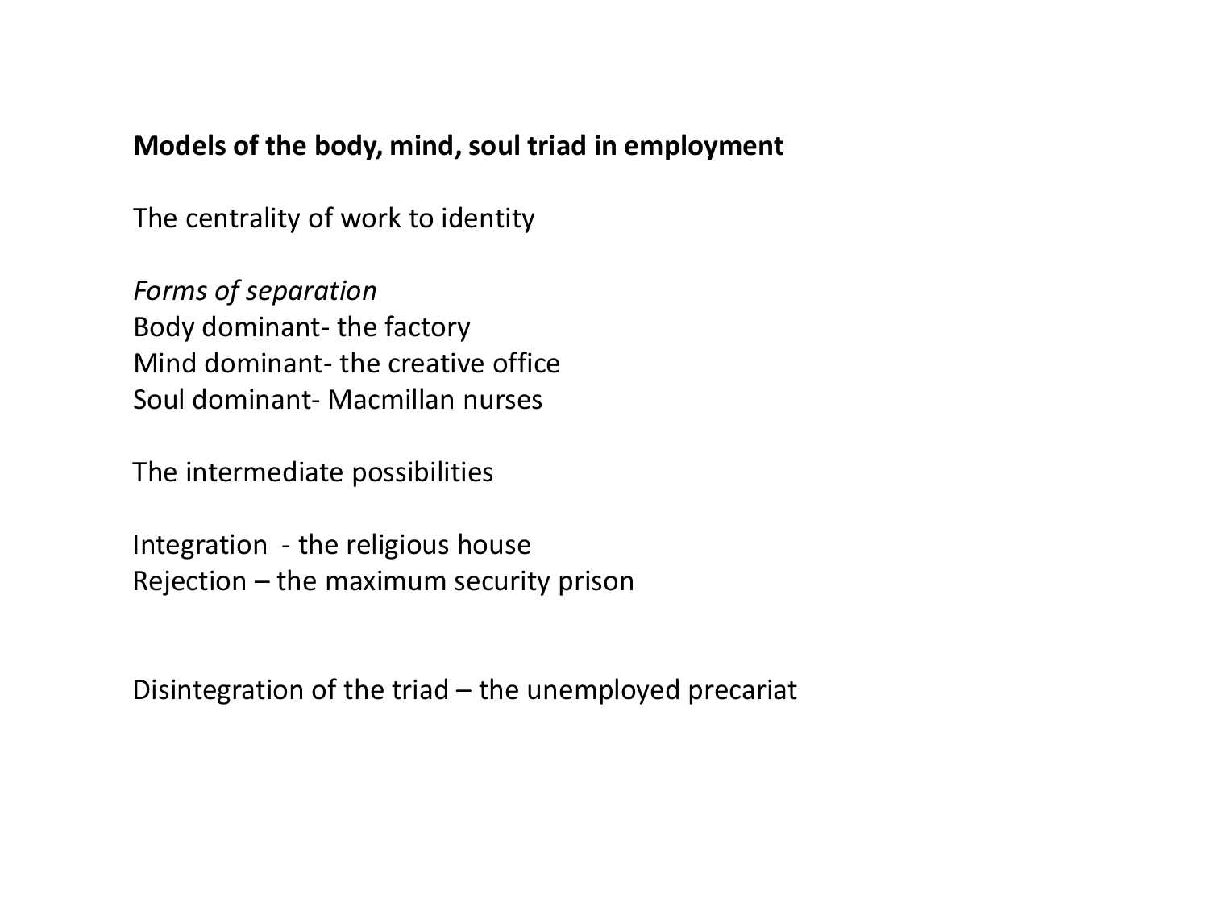**Models of the body, mind, soul triad in employment**

The centrality of work to identity

*Forms of separation*
Body dominant- the factory
Mind dominant- the creative office
Soul dominant- Macmillan nurses

The intermediate possibilities

Integration - the religious house
Rejection – the maximum security prison

Disintegration of the triad – the unemployed precariat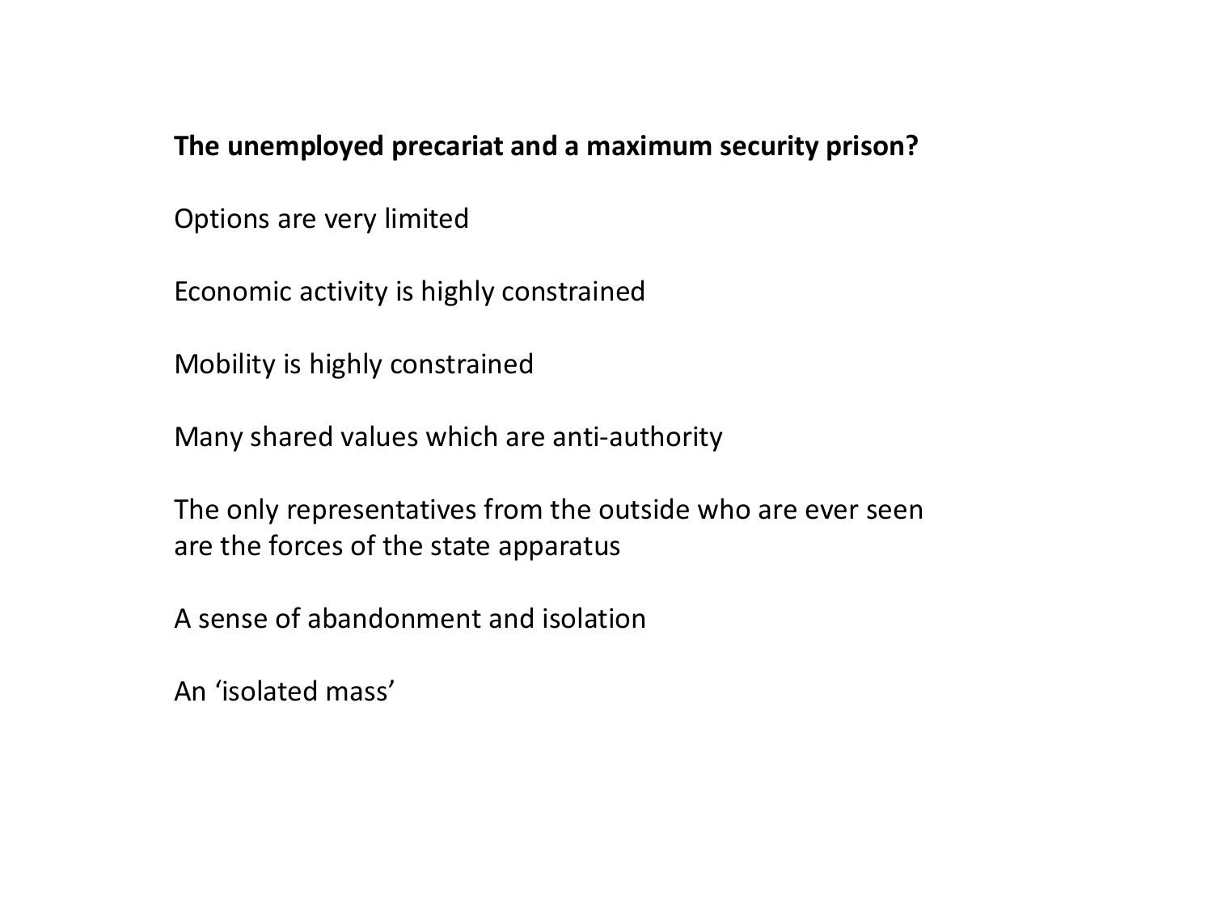**The unemployed precariat and a maximum security prison?**

Options are very limited

Economic activity is highly constrained

Mobility is highly constrained

Many shared values which are anti-authority

The only representatives from the outside who are ever seen are the forces of the state apparatus

A sense of abandonment and isolation

An ‘isolated mass’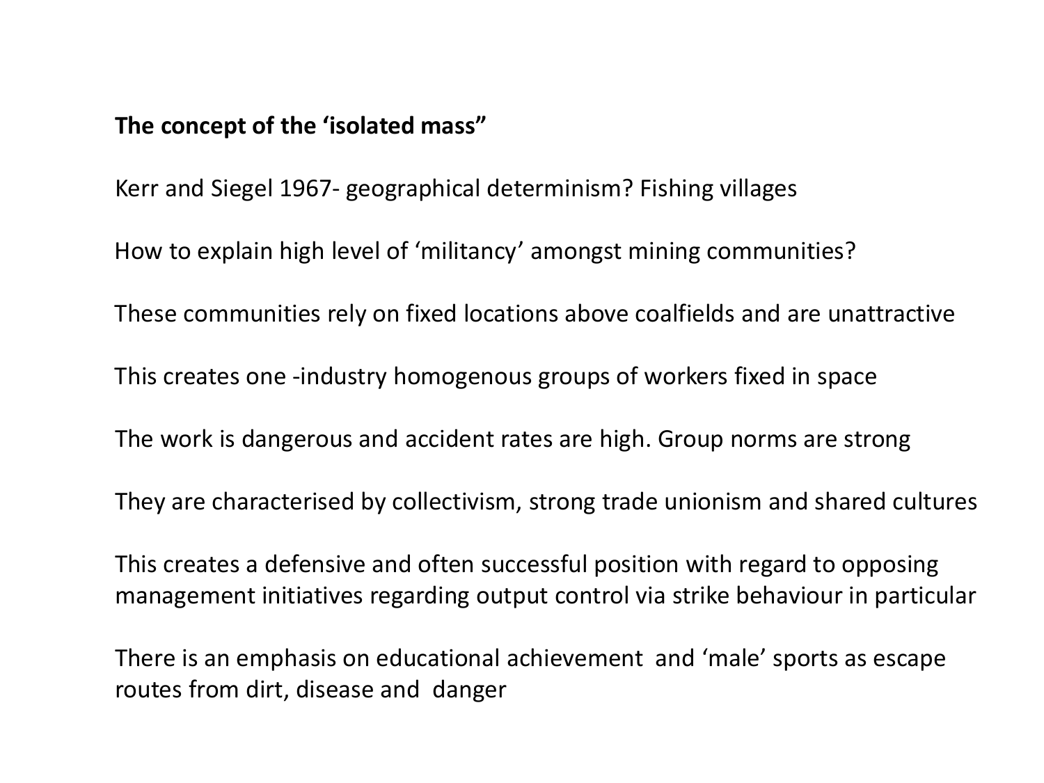**The concept of the 'isolated mass"**

Kerr and Siegel 1967- geographical determinism? Fishing villages

How to explain high level of 'militancy' amongst mining communities?

These communities rely on fixed locations above coalfields and are unattractive

This creates one -industry homogenous groups of workers fixed in space

The work is dangerous and accident rates are high. Group norms are strong

They are characterised by collectivism, strong trade unionism and shared cultures

This creates a defensive and often successful position with regard to opposing management initiatives regarding output control via strike behaviour in particular

There is an emphasis on educational achievement and 'male' sports as escape routes from dirt, disease and danger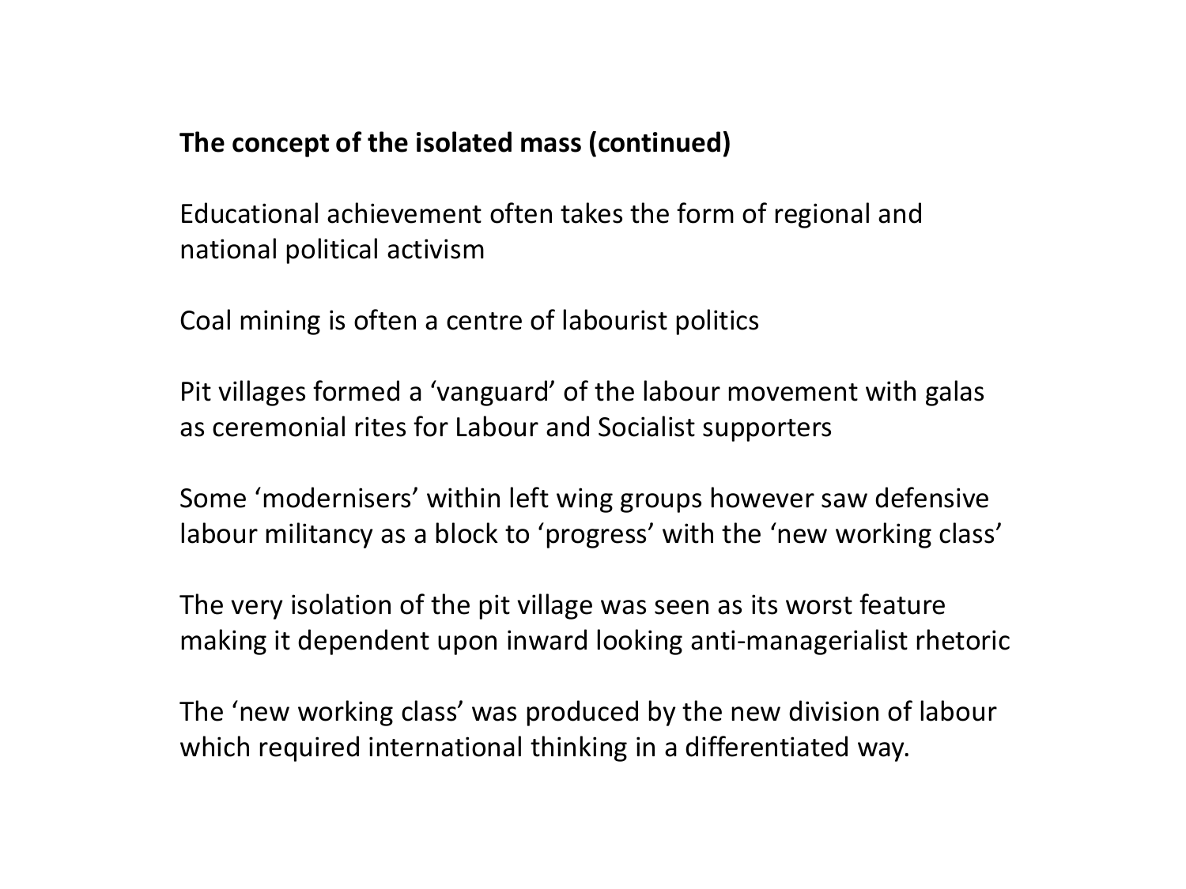**The concept of the isolated mass (continued)**

Educational achievement often takes the form of regional and national political activism

Coal mining is often a centre of labourist politics

Pit villages formed a 'vanguard' of the labour movement with galas as ceremonial rites for Labour and Socialist supporters

Some 'modernisers' within left wing groups however saw defensive labour militancy as a block to 'progress' with the 'new working class'

The very isolation of the pit village was seen as its worst feature making it dependent upon inward looking anti-managerialist rhetoric

The 'new working class' was produced by the new division of labour which required international thinking in a differentiated way.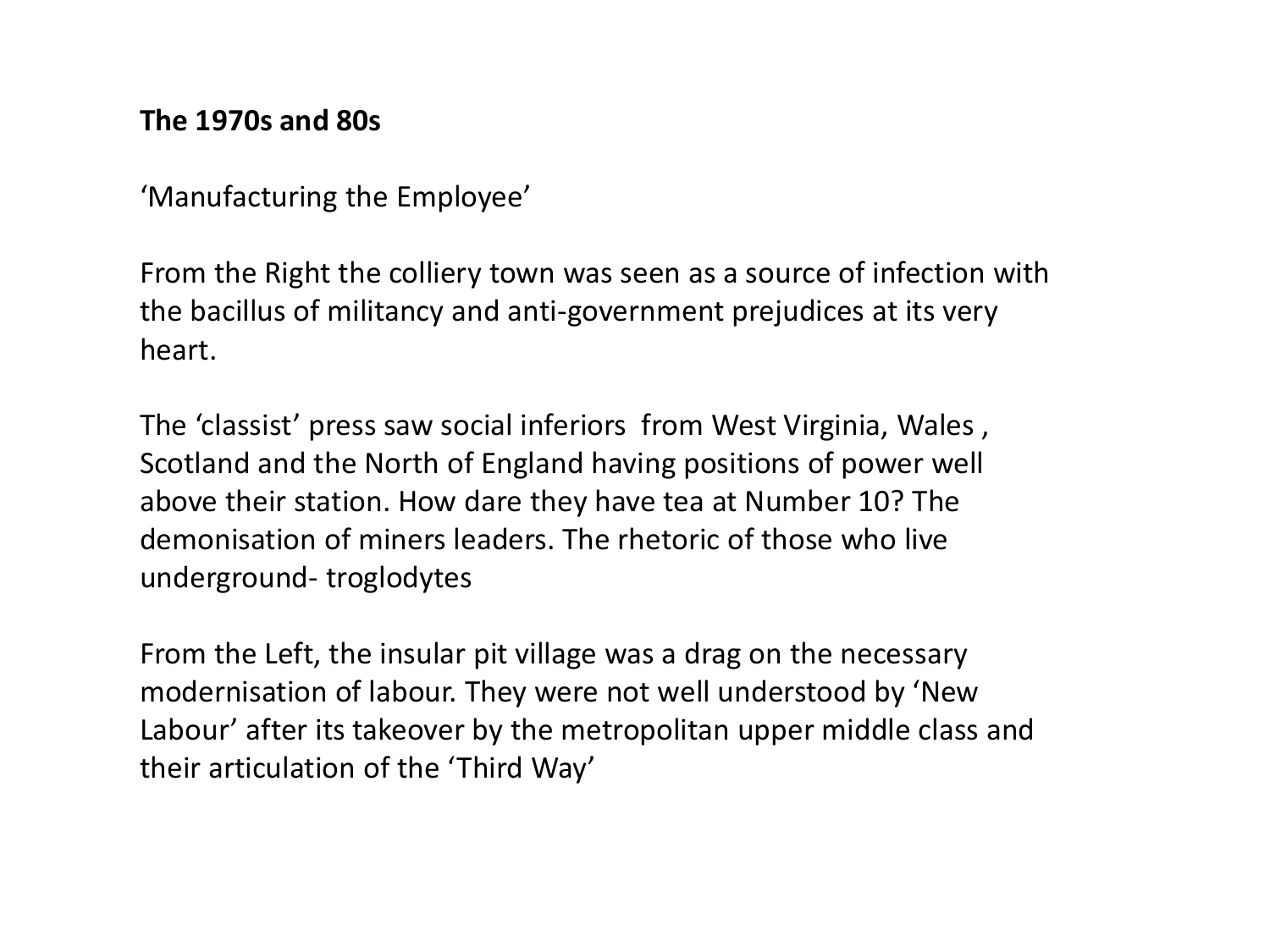**The 1970s and 80s**

'Manufacturing the Employee'

From the Right the colliery town was seen as a source of infection with the bacillus of militancy and anti-government prejudices at its very heart.

The 'classist' press saw social inferiors from West Virginia, Wales , Scotland and the North of England having positions of power well above their station. How dare they have tea at Number 10? The demonisation of miners leaders. The rhetoric of those who live underground- troglodytes

From the Left, the insular pit village was a drag on the necessary modernisation of labour. They were not well understood by 'New Labour' after its takeover by the metropolitan upper middle class and their articulation of the 'Third Way'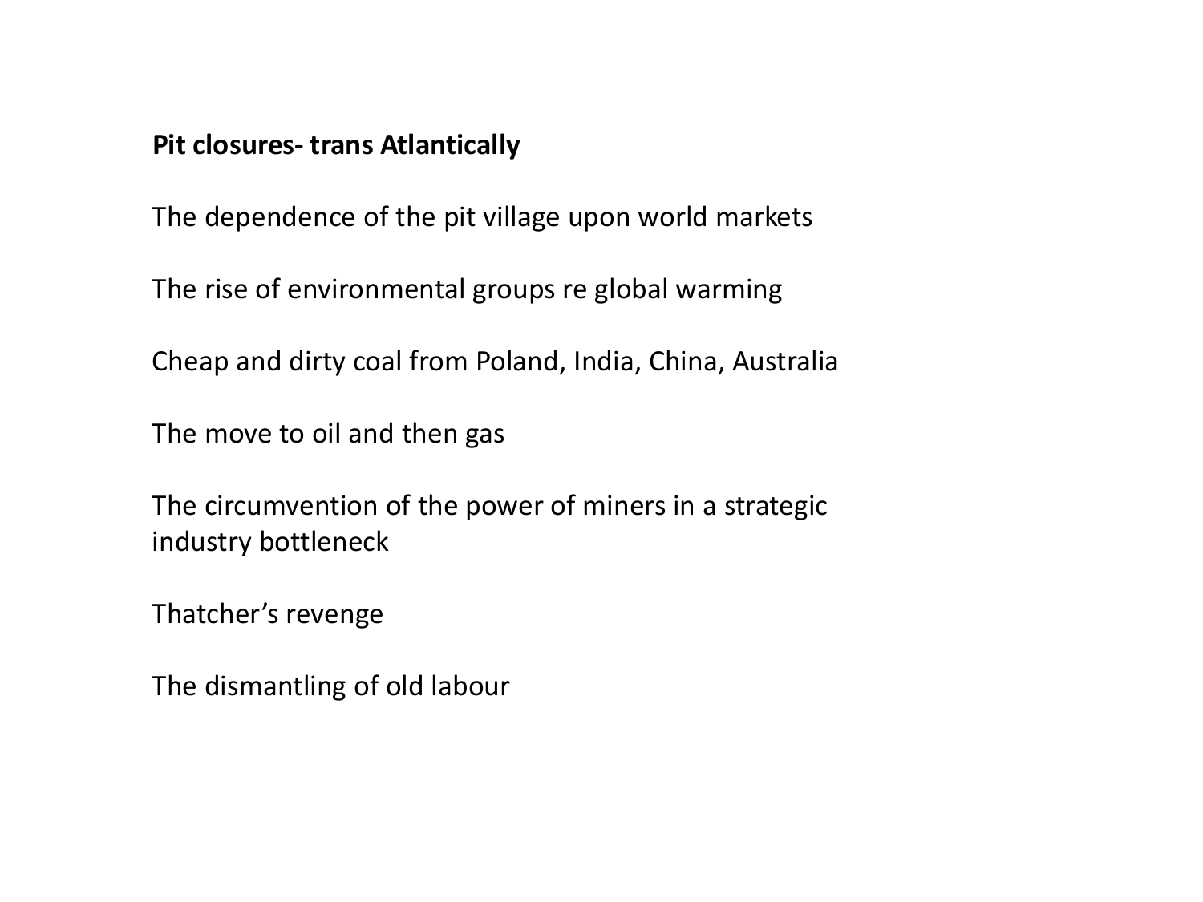**Pit closures- trans Atlantically**

The dependence of the pit village upon world markets

The rise of environmental groups re global warming

Cheap and dirty coal from Poland, India, China, Australia

The move to oil and then gas

The circumvention of the power of miners in a strategic industry bottleneck

Thatcher's revenge

The dismantling of old labour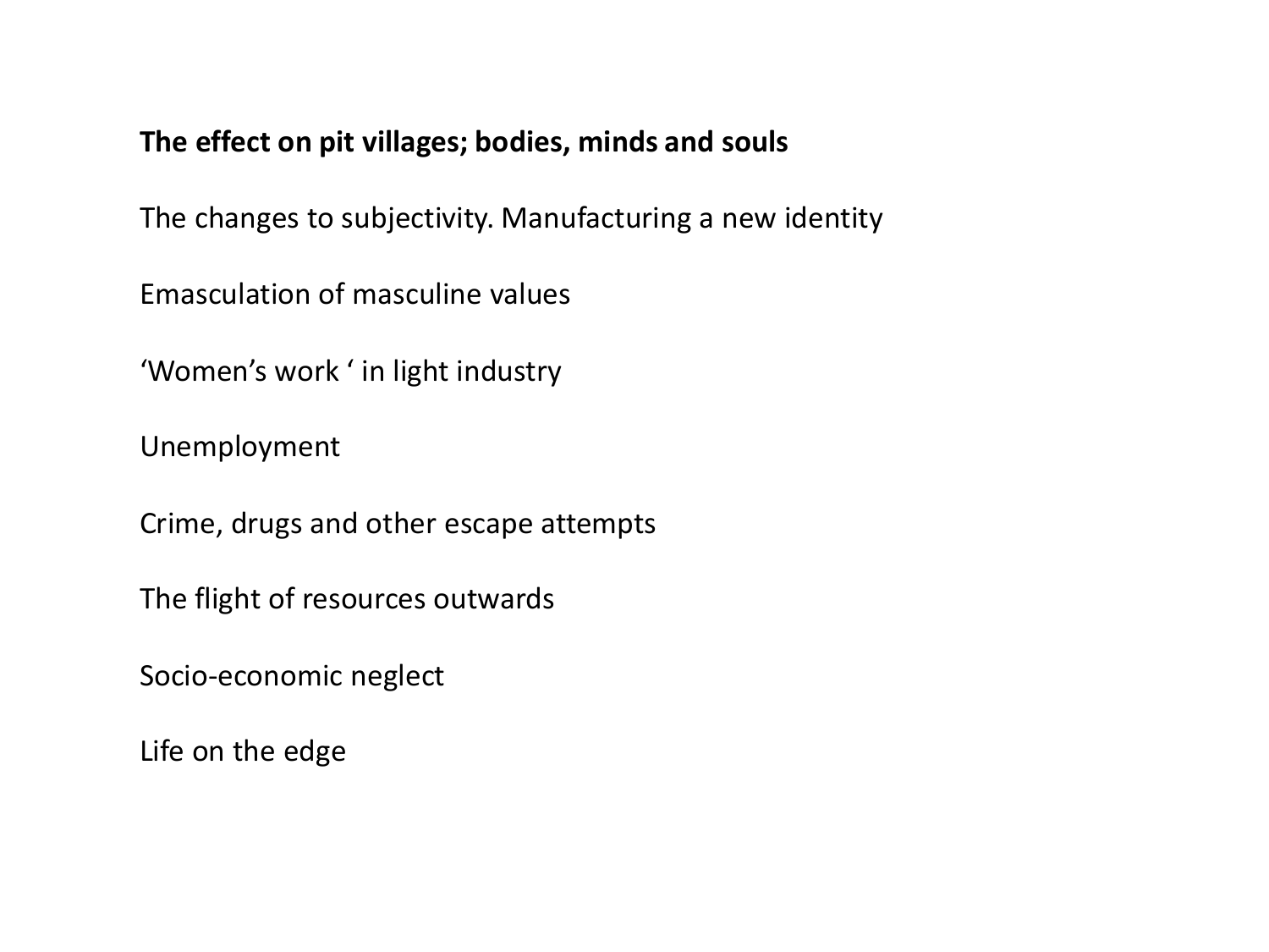**The effect on pit villages; bodies, minds and souls**

The changes to subjectivity. Manufacturing a new identity

Emasculation of masculine values

'Women's work ' in light industry

Unemployment

Crime, drugs and other escape attempts

The flight of resources outwards

Socio-economic neglect

Life on the edge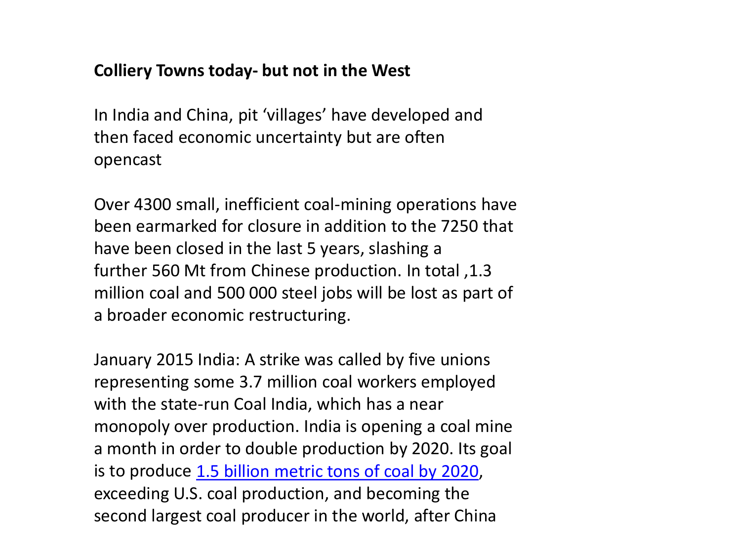**Colliery Towns today- but not in the West**

In India and China, pit 'villages' have developed and then faced economic uncertainty but are often opencast

Over 4300 small, inefficient coal-mining operations have been earmarked for closure in addition to the 7250 that have been closed in the last 5 years, slashing a further 560 Mt from Chinese production. In total ,1.3 million coal and 500 000 steel jobs will be lost as part of a broader economic restructuring.

January 2015 India: A strike was called by five unions representing some 3.7 million coal workers employed with the state-run Coal India, which has a near monopoly over production. India is opening a coal mine a month in order to double production by 2020. Its goal is to produce 1.5 billion metric tons of coal by 2020, exceeding U.S. coal production, and becoming the second largest coal producer in the world, after China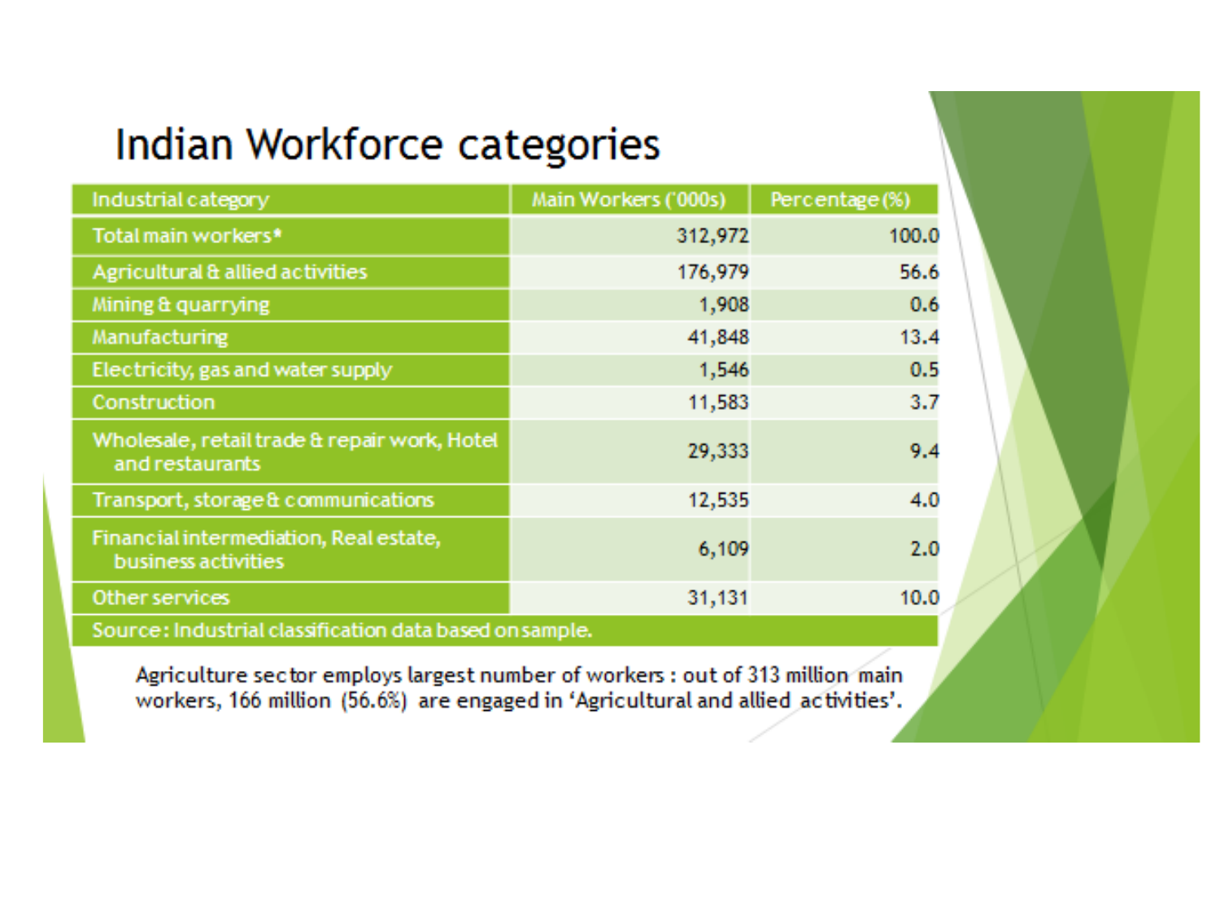# Indian Workforce categories

| Industrial category | Main Workers ('000s) | Percentage (%) |
|---|---|---|
| Total main workers* | 312,972 | 100.0 |
| Agricultural & allied activities | 176,979 | 56.6 |
| Mining & quarrying | 1,908 | 0.6 |
| Manufacturing | 41,848 | 13.4 |
| Electricity, gas and water supply | 1,546 | 0.5 |
| Construction | 11,583 | 3.7 |
| Wholesale, retail trade & repair work, Hotel and restaurants | 29,333 | 9.4 |
| Transport, storage & communications | 12,535 | 4.0 |
| Financial intermediation, Real estate, business activities | 6,109 | 2.0 |
| Other services | 31,131 | 10.0 |
| Source: Industrial classification data based on sample. | | |

Agriculture sector employs largest number of workers : out of 313 million main workers, 166 million (56.6%) are engaged in 'Agricultural and allied activities'.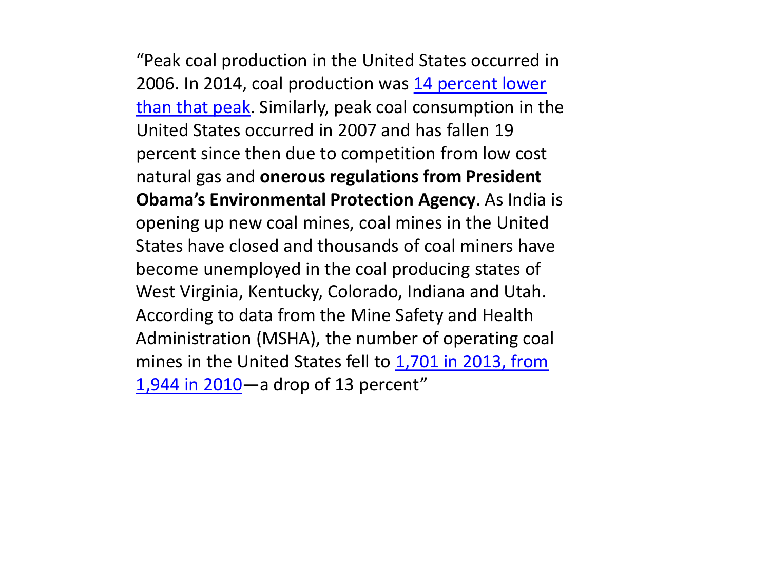"Peak coal production in the United States occurred in 2006. In 2014, coal production was 14 percent lower than that peak. Similarly, peak coal consumption in the United States occurred in 2007 and has fallen 19 percent since then due to competition from low cost natural gas and **onerous regulations from President Obama's Environmental Protection Agency**. As India is opening up new coal mines, coal mines in the United States have closed and thousands of coal miners have become unemployed in the coal producing states of West Virginia, Kentucky, Colorado, Indiana and Utah. According to data from the Mine Safety and Health Administration (MSHA), the number of operating coal mines in the United States fell to 1,701 in 2013, from 1,944 in 2010—a drop of 13 percent"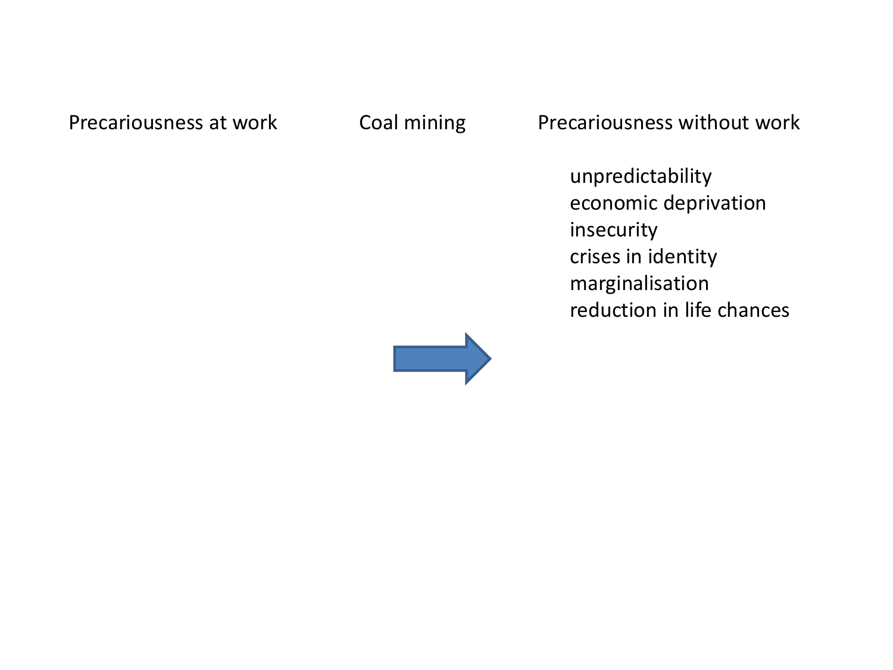Precariousness at work

Coal mining

Precariousness without work

- unpredictability
- economic deprivation
- insecurity
- crises in identity
- marginalisation
- reduction in life chances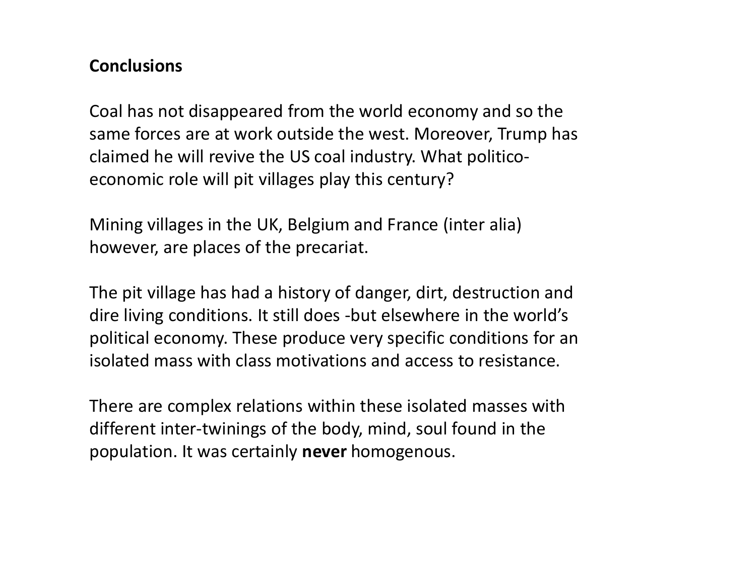## Conclusions

Coal has not disappeared from the world economy and so the same forces are at work outside the west. Moreover, Trump has claimed he will revive the US coal industry. What politico-economic role will pit villages play this century?

Mining villages in the UK, Belgium and France (inter alia) however, are places of the precariat.

The pit village has had a history of danger, dirt, destruction and dire living conditions. It still does -but elsewhere in the world's political economy. These produce very specific conditions for an isolated mass with class motivations and access to resistance.

There are complex relations within these isolated masses with different inter-twinings of the body, mind, soul found in the population. It was certainly **never** homogenous.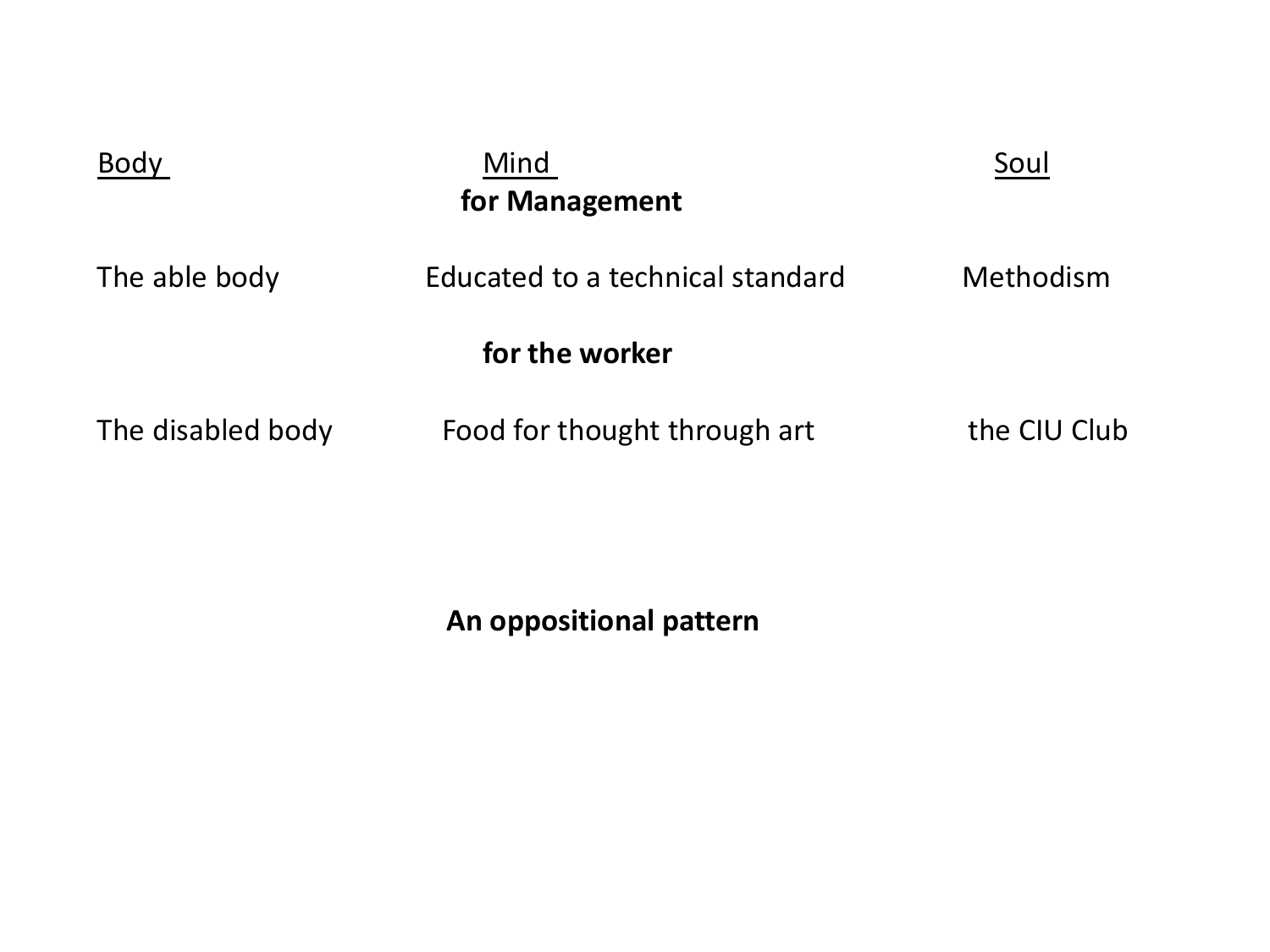| Body | Mind | Soul |
| --- | --- | --- |
| **for Management** | | |
| The able body | Educated to a technical standard | Methodism |
| **for the worker** | | |
| The disabled body | Food for thought through art | the CIU Club |

**An oppositional pattern**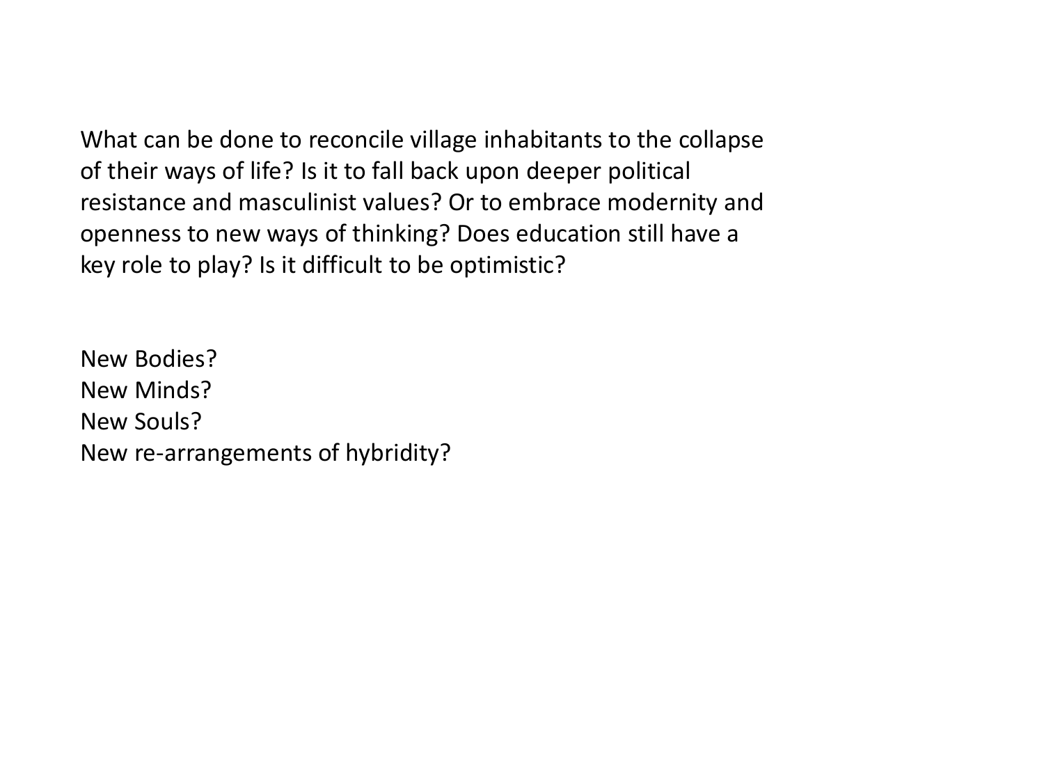What can be done to reconcile village inhabitants to the collapse of their ways of life? Is it to fall back upon deeper political resistance and masculinist values? Or to embrace modernity and openness to new ways of thinking? Does education still have a key role to play? Is it difficult to be optimistic?

New Bodies?
New Minds?
New Souls?
New re-arrangements of hybridity?